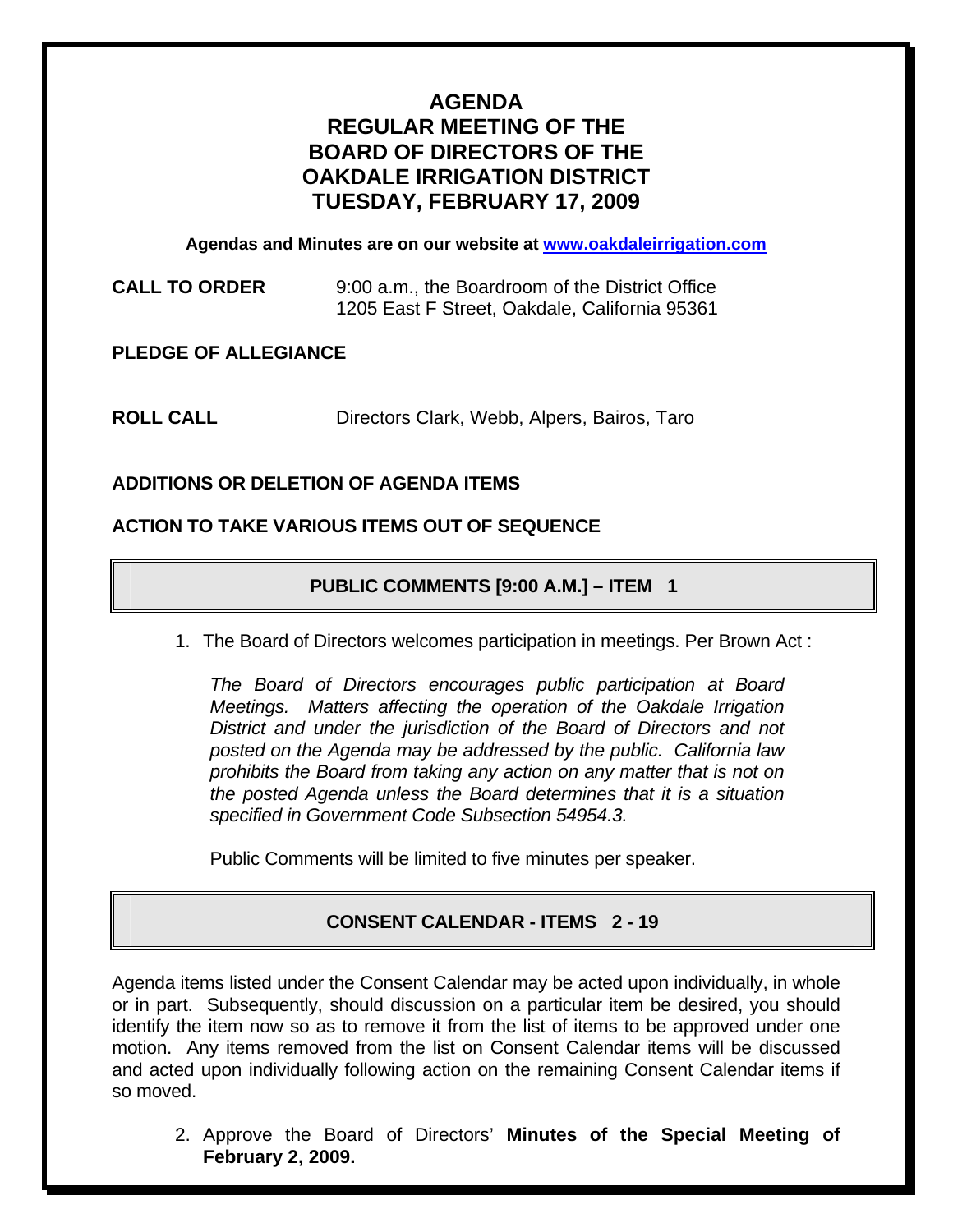# AGENDA
# REGULAR MEETING OF THE BOARD OF DIRECTORS OF THE OAKDALE IRRIGATION DISTRICT
# TUESDAY, FEBRUARY 17, 2009

**Agendas and Minutes are on our website at [www.oakdaleirrigation.com](http://www.oakdaleirrigation.com)**

**CALL TO ORDER** 9:00 a.m., the Boardroom of the District Office
1205 East F Street, Oakdale, California 95361

**PLEDGE OF ALLEGIANCE**

**ROLL CALL** Directors Clark, Webb, Alpers, Bairos, Taro

**ADDITIONS OR DELETION OF AGENDA ITEMS**

**ACTION TO TAKE VARIOUS ITEMS OUT OF SEQUENCE**

## PUBLIC COMMENTS [9:00 A.M.] – ITEM 1

1. The Board of Directors welcomes participation in meetings. Per Brown Act :

   *The Board of Directors encourages public participation at Board Meetings. Matters affecting the operation of the Oakdale Irrigation District and under the jurisdiction of the Board of Directors and not posted on the Agenda may be addressed by the public. California law prohibits the Board from taking any action on any matter that is not on the posted Agenda unless the Board determines that it is a situation specified in Government Code Subsection 54954.3.*

   Public Comments will be limited to five minutes per speaker.

## CONSENT CALENDAR - ITEMS 2 - 19

Agenda items listed under the Consent Calendar may be acted upon individually, in whole or in part. Subsequently, should discussion on a particular item be desired, you should identify the item now so as to remove it from the list of items to be approved under one motion. Any items removed from the list on Consent Calendar items will be discussed and acted upon individually following action on the remaining Consent Calendar items if so moved.

2. Approve the Board of Directors' **Minutes of the Special Meeting of February 2, 2009.**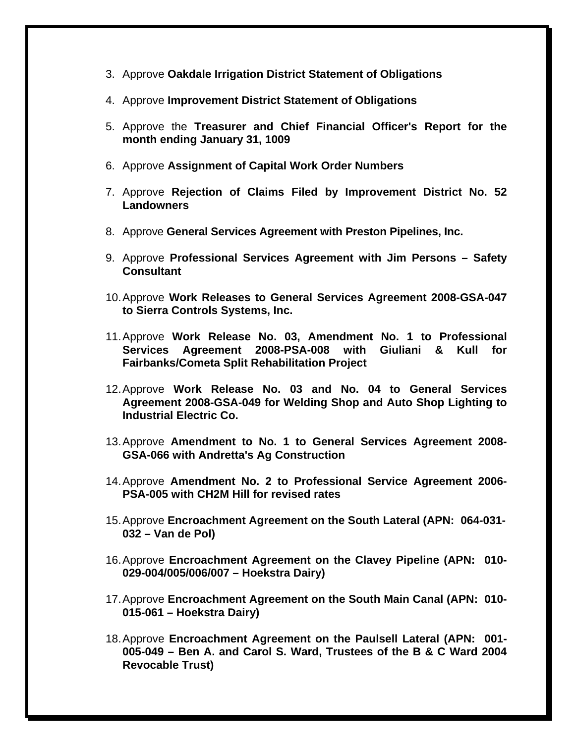3. Approve **Oakdale Irrigation District Statement of Obligations**

4. Approve **Improvement District Statement of Obligations**

5. Approve the **Treasurer and Chief Financial Officer's Report for the month ending January 31, 1009**

6. Approve **Assignment of Capital Work Order Numbers**

7. Approve **Rejection of Claims Filed by Improvement District No. 52 Landowners**

8. Approve **General Services Agreement with Preston Pipelines, Inc.**

9. Approve **Professional Services Agreement with Jim Persons – Safety Consultant**

10. Approve **Work Releases to General Services Agreement 2008-GSA-047 to Sierra Controls Systems, Inc.**

11. Approve **Work Release No. 03, Amendment No. 1 to Professional Services Agreement 2008-PSA-008 with Giuliani & Kull for Fairbanks/Cometa Split Rehabilitation Project**

12. Approve **Work Release No. 03 and No. 04 to General Services Agreement 2008-GSA-049 for Welding Shop and Auto Shop Lighting to Industrial Electric Co.**

13. Approve **Amendment to No. 1 to General Services Agreement 2008-GSA-066 with Andretta's Ag Construction**

14. Approve **Amendment No. 2 to Professional Service Agreement 2006-PSA-005 with CH2M Hill for revised rates**

15. Approve **Encroachment Agreement on the South Lateral (APN: 064-031-032 – Van de Pol)**

16. Approve **Encroachment Agreement on the Clavey Pipeline (APN: 010-029-004/005/006/007 – Hoekstra Dairy)**

17. Approve **Encroachment Agreement on the South Main Canal (APN: 010-015-061 – Hoekstra Dairy)**

18. Approve **Encroachment Agreement on the Paulsell Lateral (APN: 001-005-049 – Ben A. and Carol S. Ward, Trustees of the B & C Ward 2004 Revocable Trust)**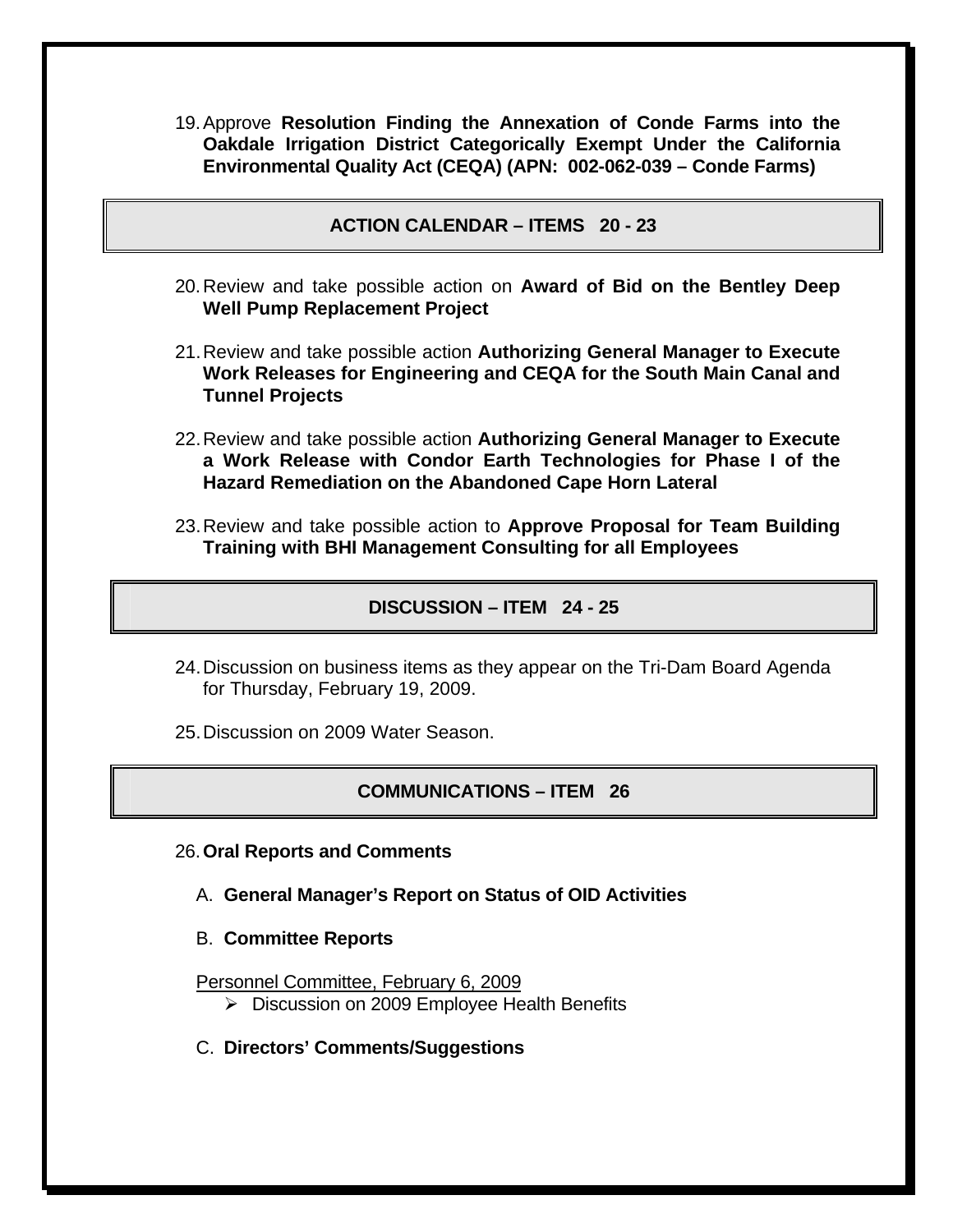19. Approve **Resolution Finding the Annexation of Conde Farms into the Oakdale Irrigation District Categorically Exempt Under the California Environmental Quality Act (CEQA) (APN: 002-062-039 – Conde Farms)**

## ACTION CALENDAR – ITEMS 20 - 23

20. Review and take possible action on **Award of Bid on the Bentley Deep Well Pump Replacement Project**

21. Review and take possible action **Authorizing General Manager to Execute Work Releases for Engineering and CEQA for the South Main Canal and Tunnel Projects**

22. Review and take possible action **Authorizing General Manager to Execute a Work Release with Condor Earth Technologies for Phase I of the Hazard Remediation on the Abandoned Cape Horn Lateral**

23. Review and take possible action to **Approve Proposal for Team Building Training with BHI Management Consulting for all Employees**

## DISCUSSION – ITEM 24 - 25

24. Discussion on business items as they appear on the Tri-Dam Board Agenda for Thursday, February 19, 2009.

25. Discussion on 2009 Water Season.

## COMMUNICATIONS – ITEM 26

26. **Oral Reports and Comments**

   A. **General Manager's Report on Status of OID Activities**

   B. **Committee Reports**

   Personnel Committee, February 6, 2009
   - Discussion on 2009 Employee Health Benefits

   C. **Directors' Comments/Suggestions**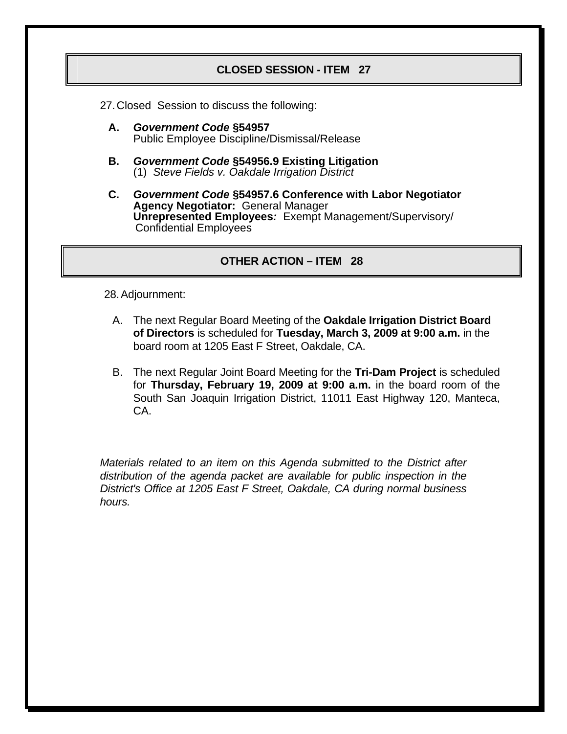## CLOSED SESSION - ITEM 27

27. Closed Session to discuss the following:

   **A.** ***Government Code*** **§54957**
   Public Employee Discipline/Dismissal/Release

   **B.** ***Government Code*** **§54956.9 Existing Litigation**
   (1) *Steve Fields v. Oakdale Irrigation District*

   **C.** ***Government Code*** **§54957.6 Conference with Labor Negotiator**
   **Agency Negotiator:** General Manager
   **Unrepresented Employees*:*** Exempt Management/Supervisory/ Confidential Employees

## OTHER ACTION – ITEM 28

28. Adjournment:

   A. The next Regular Board Meeting of the **Oakdale Irrigation District Board of Directors** is scheduled for **Tuesday, March 3, 2009 at 9:00 a.m.** in the board room at 1205 East F Street, Oakdale, CA.

   B. The next Regular Joint Board Meeting for the **Tri-Dam Project** is scheduled for **Thursday, February 19, 2009 at 9:00 a.m.** in the board room of the South San Joaquin Irrigation District, 11011 East Highway 120, Manteca, CA.

*Materials related to an item on this Agenda submitted to the District after distribution of the agenda packet are available for public inspection in the District's Office at 1205 East F Street, Oakdale, CA during normal business hours.*